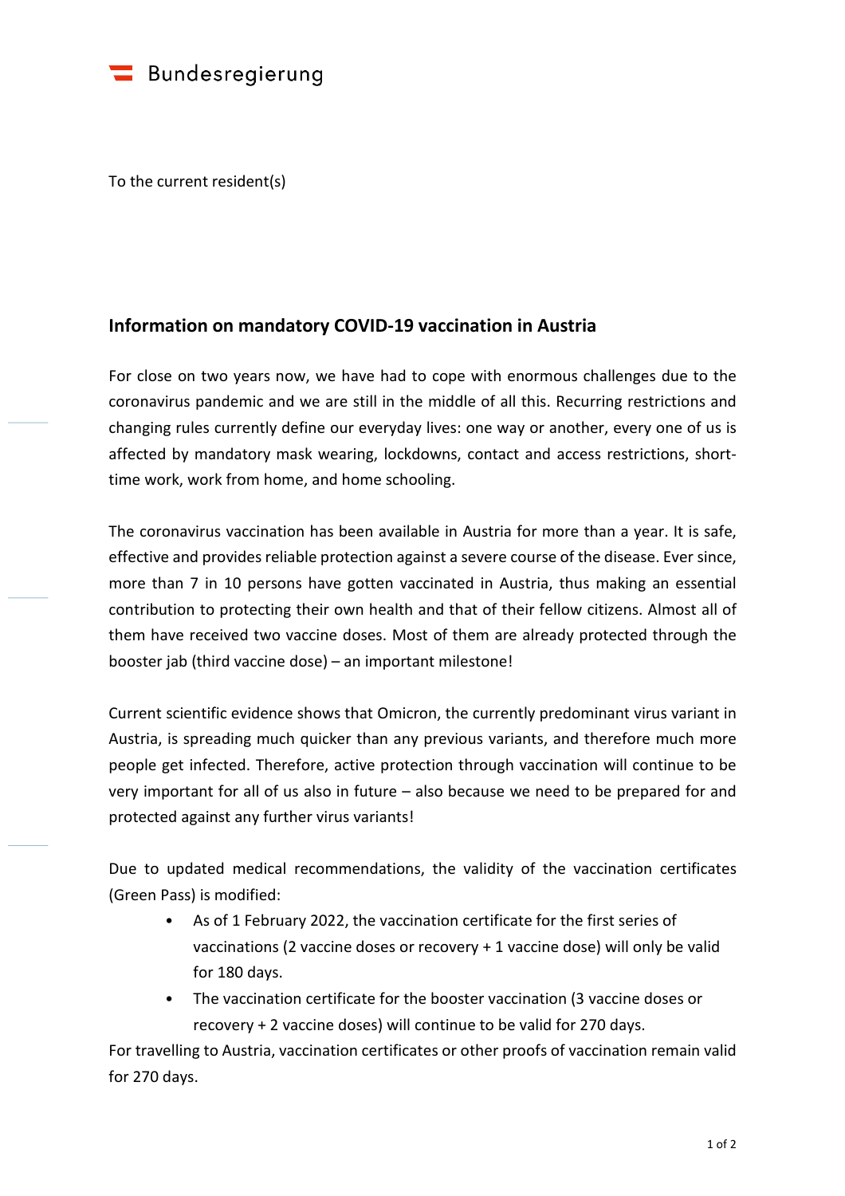Bundesregierung

To the current resident(s)

## Information on mandatory COVID-19 vaccination in Austria

For close on two years now, we have had to cope with enormous challenges due to the coronavirus pandemic and we are still in the middle of all this. Recurring restrictions and changing rules currently define our everyday lives: one way or another, every one of us is affected by mandatory mask wearing, lockdowns, contact and access restrictions, short-time work, work from home, and home schooling.

The coronavirus vaccination has been available in Austria for more than a year. It is safe, effective and provides reliable protection against a severe course of the disease. Ever since, more than 7 in 10 persons have gotten vaccinated in Austria, thus making an essential contribution to protecting their own health and that of their fellow citizens. Almost all of them have received two vaccine doses. Most of them are already protected through the booster jab (third vaccine dose) – an important milestone!

Current scientific evidence shows that Omicron, the currently predominant virus variant in Austria, is spreading much quicker than any previous variants, and therefore much more people get infected. Therefore, active protection through vaccination will continue to be very important for all of us also in future – also because we need to be prepared for and protected against any further virus variants!

Due to updated medical recommendations, the validity of the vaccination certificates (Green Pass) is modified:

- As of 1 February 2022, the vaccination certificate for the first series of vaccinations (2 vaccine doses or recovery + 1 vaccine dose) will only be valid for 180 days.
- The vaccination certificate for the booster vaccination (3 vaccine doses or recovery + 2 vaccine doses) will continue to be valid for 270 days.

For travelling to Austria, vaccination certificates or other proofs of vaccination remain valid for 270 days.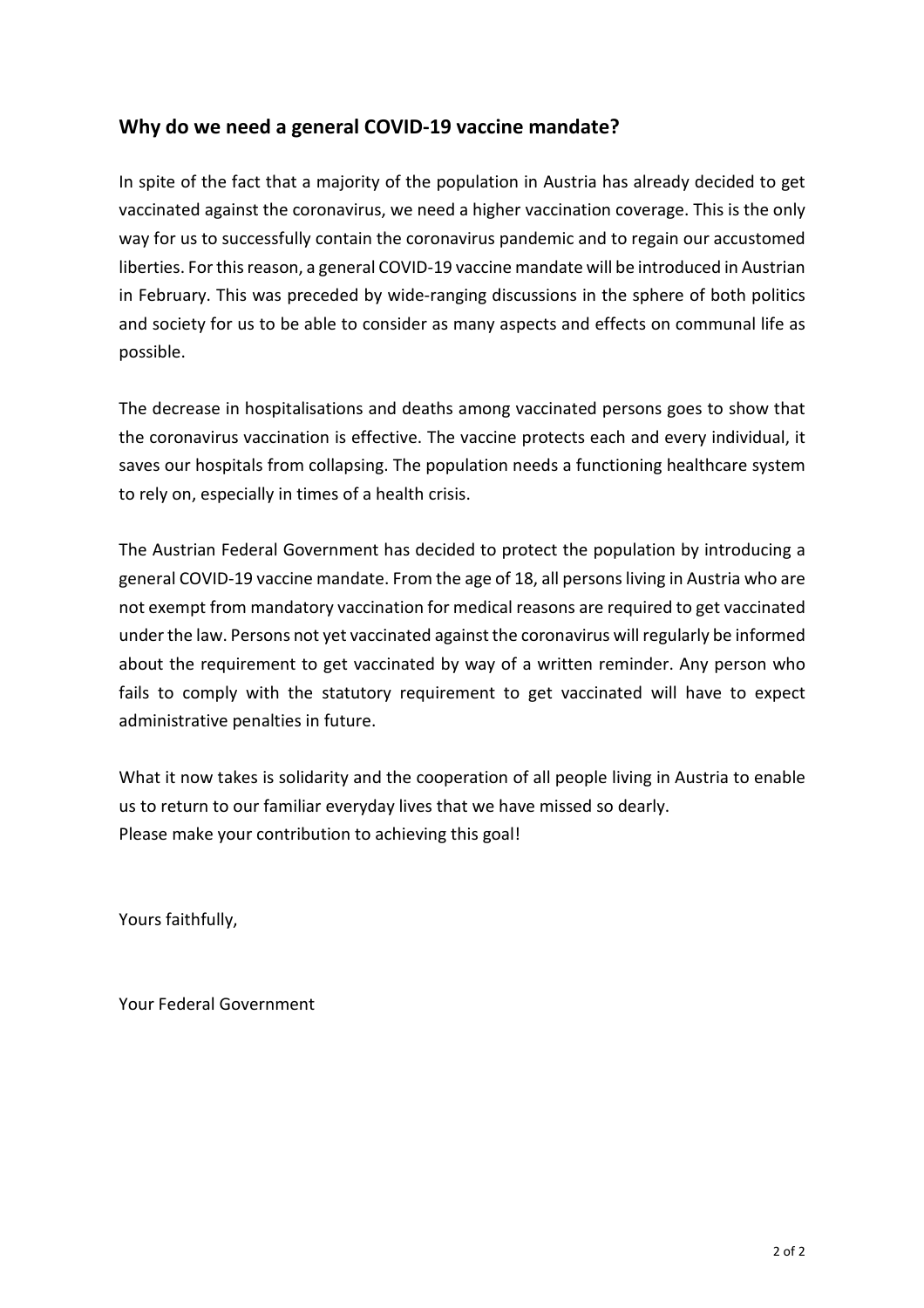## Why do we need a general COVID-19 vaccine mandate?

In spite of the fact that a majority of the population in Austria has already decided to get vaccinated against the coronavirus, we need a higher vaccination coverage. This is the only way for us to successfully contain the coronavirus pandemic and to regain our accustomed liberties. For this reason, a general COVID-19 vaccine mandate will be introduced in Austrian in February. This was preceded by wide-ranging discussions in the sphere of both politics and society for us to be able to consider as many aspects and effects on communal life as possible.

The decrease in hospitalisations and deaths among vaccinated persons goes to show that the coronavirus vaccination is effective. The vaccine protects each and every individual, it saves our hospitals from collapsing. The population needs a functioning healthcare system to rely on, especially in times of a health crisis.

The Austrian Federal Government has decided to protect the population by introducing a general COVID-19 vaccine mandate. From the age of 18, all persons living in Austria who are not exempt from mandatory vaccination for medical reasons are required to get vaccinated under the law. Persons not yet vaccinated against the coronavirus will regularly be informed about the requirement to get vaccinated by way of a written reminder. Any person who fails to comply with the statutory requirement to get vaccinated will have to expect administrative penalties in future.

What it now takes is solidarity and the cooperation of all people living in Austria to enable us to return to our familiar everyday lives that we have missed so dearly.
Please make your contribution to achieving this goal!

Yours faithfully,

Your Federal Government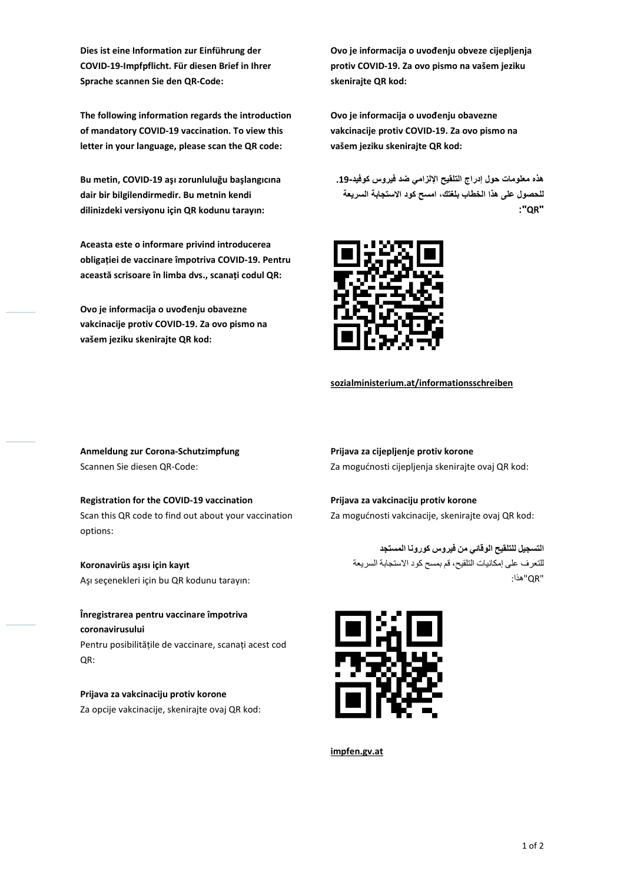**Dies ist eine Information zur Einführung der COVID-19-Impfpflicht. Für diesen Brief in Ihrer Sprache scannen Sie den QR-Code:**

**The following information regards the introduction of mandatory COVID-19 vaccination. To view this letter in your language, please scan the QR code:**

**Bu metin, COVID-19 aşı zorunluluğu başlangıcına dair bir bilgilendirmedir. Bu metnin kendi dilinizdeki versiyonu için QR kodunu tarayın:**

**Aceasta este o informare privind introducerea obligației de vaccinare împotriva COVID-19. Pentru această scrisoare în limba dvs., scanați codul QR:**

**Ovo je informacija o uvođenju obavezne vakcinacije protiv COVID-19. Za ovo pismo na vašem jeziku skenirajte QR kod:**

**Ovo je informacija o uvođenju obveze cijepljenja protiv COVID-19. Za ovo pismo na vašem jeziku skenirajte QR kod:**

**Ovo je informacija o uvođenju obavezne vakcinacije protiv COVID-19. Za ovo pismo na vašem jeziku skenirajte QR kod:**

**هذه معلومات حول إدراج التلقيح الإلزامي ضد فيروس كوفيد-19. للحصول على هذا الخطاب بلغتك، امسح كود الاستجابة السريعة "QR":**

sozialministerium.at/informationsschreiben

**Anmeldung zur Corona-Schutzimpfung**
Scannen Sie diesen QR-Code:

**Registration for the COVID-19 vaccination**
Scan this QR code to find out about your vaccination options:

**Koronavirüs aşısı için kayıt**
Aşı seçenekleri için bu QR kodunu tarayın:

**Înregistrarea pentru vaccinare împotriva coronavirusului**
Pentru posibilitățile de vaccinare, scanați acest cod QR:

**Prijava za vakcinaciju protiv korone**
Za opcije vakcinacije, skenirajte ovaj QR kod:

**Prijava za cijepljenje protiv korone**
Za mogućnosti cijepljenja skenirajte ovaj QR kod:

**Prijava za vakcinaciju protiv korone**
Za mogućnosti vakcinacije, skenirajte ovaj QR kod:

**التسجيل للتلقيح الوقائي من فيروس كورونا المستجد**
للتعرف على إمكانيات التلقيح، قم بمسح كود الاستجابة السريعة "QR" هذا:

impfen.gv.at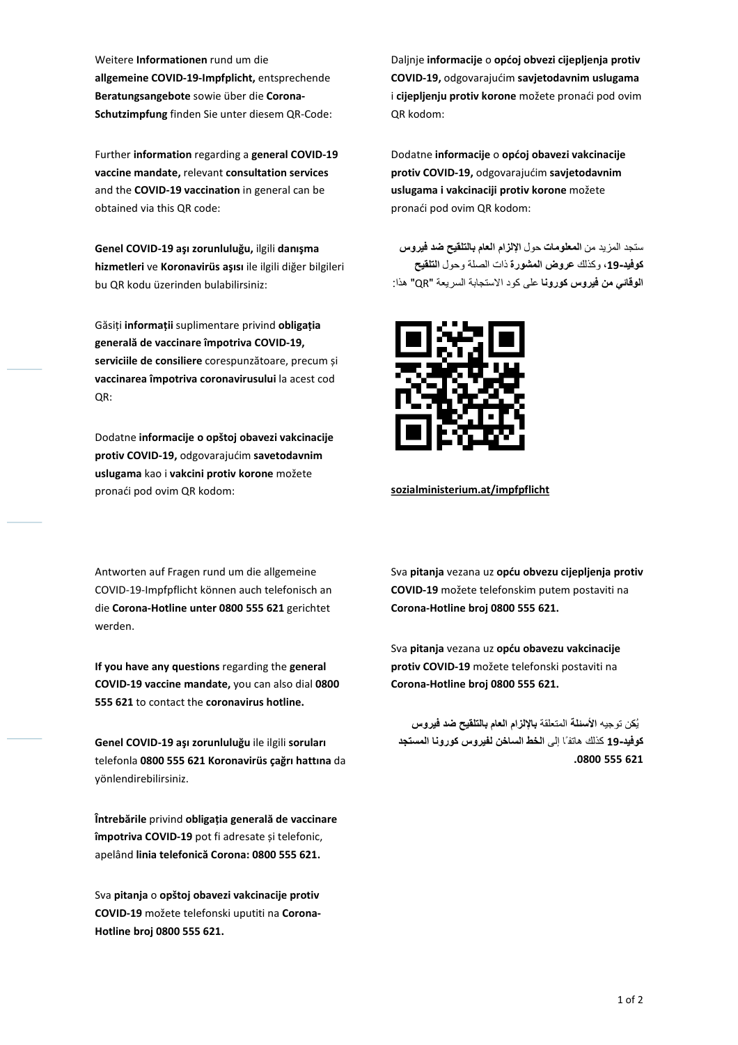Weitere **Informationen** rund um die **allgemeine COVID-19-Impfpflicht,** entsprechende **Beratungsangebote** sowie über die **Corona-Schutzimpfung** finden Sie unter diesem QR-Code:

Further **information** regarding a **general COVID-19 vaccine mandate,** relevant **consultation services** and the **COVID-19 vaccination** in general can be obtained via this QR code:

**Genel COVID-19 aşı zorunluluğu,** ilgili **danışma hizmetleri** ve **Koronavirüs aşısı** ile ilgili diğer bilgileri bu QR kodu üzerinden bulabilirsiniz:

Găsiți **informații** suplimentare privind **obligația generală de vaccinare împotriva COVID-19, serviciile de consiliere** corespunzătoare, precum și **vaccinarea împotriva coronavirusului** la acest cod QR:

Dodatne **informacije o opštoj obavezi vakcinacije protiv COVID-19,** odgovarajućim **savetodavnim uslugama** kao i **vakcini protiv korone** možete pronaći pod ovim QR kodom:

Daljnje **informacije** o **općoj obvezi cijepljenja protiv COVID-19,** odgovarajućim **savjetodavnim uslugama** i **cijepljenju protiv korone** možete pronaći pod ovim QR kodom:

Dodatne **informacije** o **općoj obavezi vakcinacije protiv COVID-19,** odgovarajućim **savjetodavnim uslugama i vakcinaciji protiv korone** možete pronaći pod ovim QR kodom:

ستجد المزيد من **المعلومات** حول **الإلزام العام بالتلقيح ضد فيروس كوفيد-19**، وكذلك **عروض المشورة** ذات الصلة وحول **التلقيح الوقائي من فيروس كورونا** على كود الاستجابة السريعة "QR" هذا:

sozialministerium.at/impfpflicht

Antworten auf Fragen rund um die allgemeine COVID-19-Impfpflicht können auch telefonisch an die **Corona-Hotline unter 0800 555 621** gerichtet werden.

**If you have any questions** regarding the **general COVID-19 vaccine mandate,** you can also dial **0800 555 621** to contact the **coronavirus hotline.**

**Genel COVID-19 aşı zorunluluğu** ile ilgili **soruları** telefonla **0800 555 621 Koronavirüs çağrı hattına** da yönlendirebilirsiniz.

**Întrebările** privind **obligația generală de vaccinare împotriva COVID-19** pot fi adresate și telefonic, apelând **linia telefonică Corona: 0800 555 621.**

Sva **pitanja** o **opštoj obavezi vakcinacije protiv COVID-19** možete telefonski uputiti na **Corona-Hotline broj 0800 555 621.**

Sva **pitanja** vezana uz **opću obvezu cijepljenja protiv COVID-19** možete telefonskim putem postaviti na **Corona-Hotline broj 0800 555 621.**

Sva **pitanja** vezana uz **opću obavezu vakcinacije protiv COVID-19** možete telefonski postaviti na **Corona-Hotline broj 0800 555 621.**

يُكن توجيه **الأسئلة** المتعلقة **بالإلزام العام بالتلقيح ضد فيروس كوفيد-19** كذلك هاتفًا إلى **الخط الساخن لفيروس كورونا المستجد 0800 555 621.**